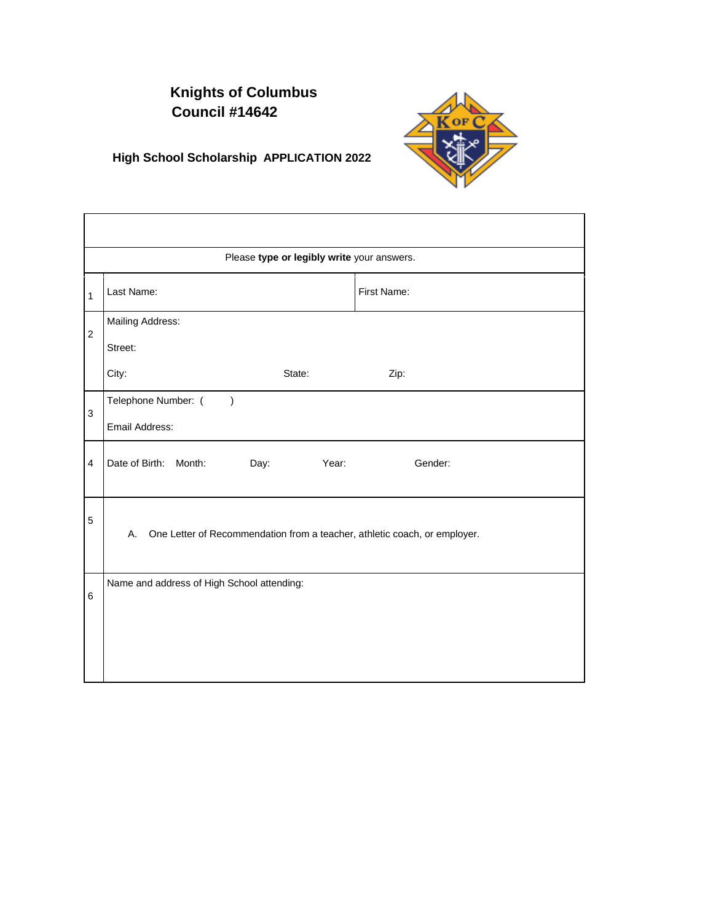# Knights of Columbus
# Council #14642

## High School Scholarship APPLICATION 2022

Please **type or legibly write** your answers.

| | | |
|---|---|---|
| 1 | Last Name: | First Name: |
| 2 | Mailing Address:<br><br>Street:<br><br>City: State: Zip: | |
| 3 | Telephone Number: ( )<br><br>Email Address: | |
| 4 | Date of Birth: Month: Day: Year: Gender: | |
| 5 | A. One Letter of Recommendation from a teacher, athletic coach, or employer. | |
| 6 | Name and address of High School attending: | |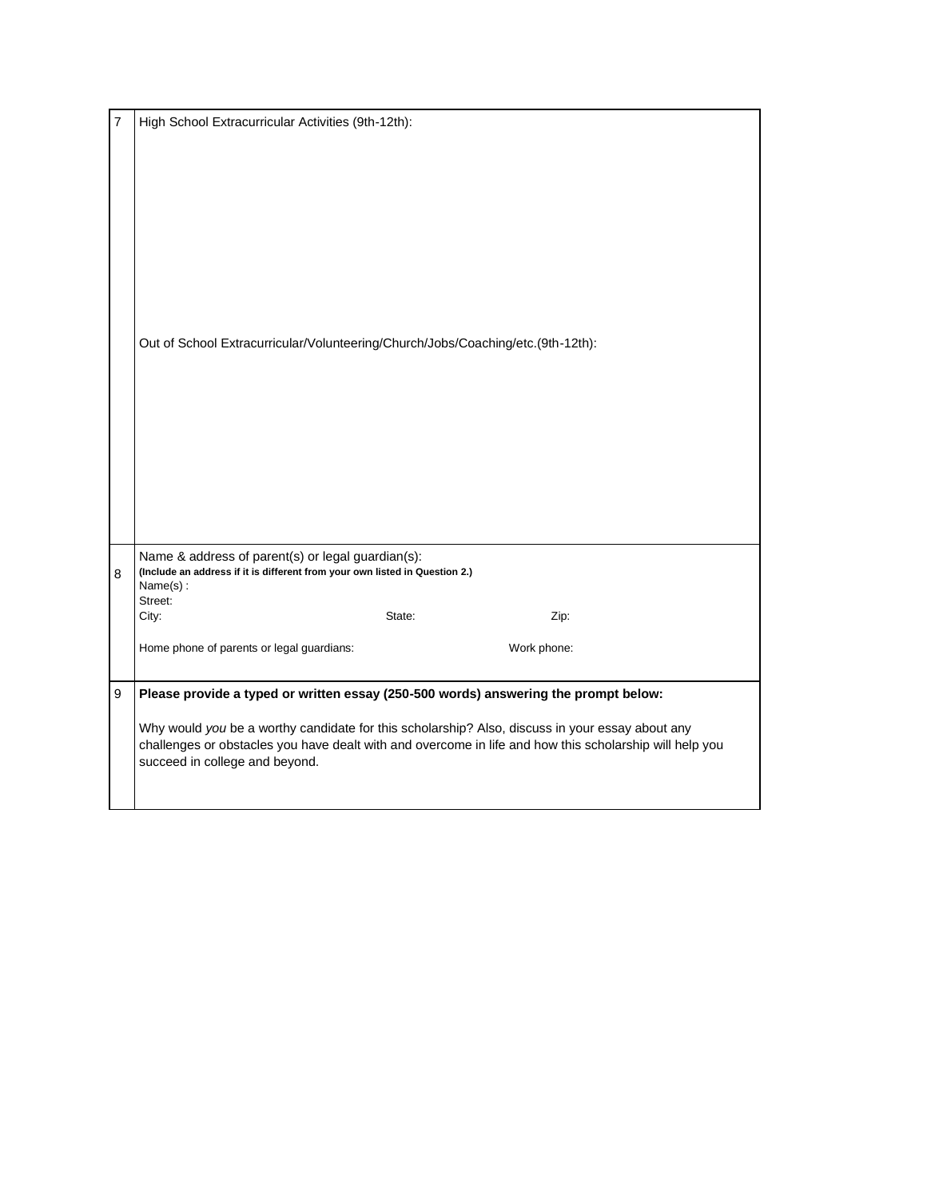| | |
|---|---|
| 7 | High School Extracurricular Activities (9th-12th):<br><br><br><br><br>Out of School Extracurricular/Volunteering/Church/Jobs/Coaching/etc.(9th-12th): |
| 8 | Name & address of parent(s) or legal guardian(s):<br>**(Include an address if it is different from your own listed in Question 2.)**<br>Name(s) :<br>Street:<br>City: State: Zip:<br><br>Home phone of parents or legal guardians: Work phone: |
| 9 | **Please provide a typed or written essay (250-500 words) answering the prompt below:**<br><br>Why would *you* be a worthy candidate for this scholarship? Also, discuss in your essay about any challenges or obstacles you have dealt with and overcome in life and how this scholarship will help you succeed in college and beyond. |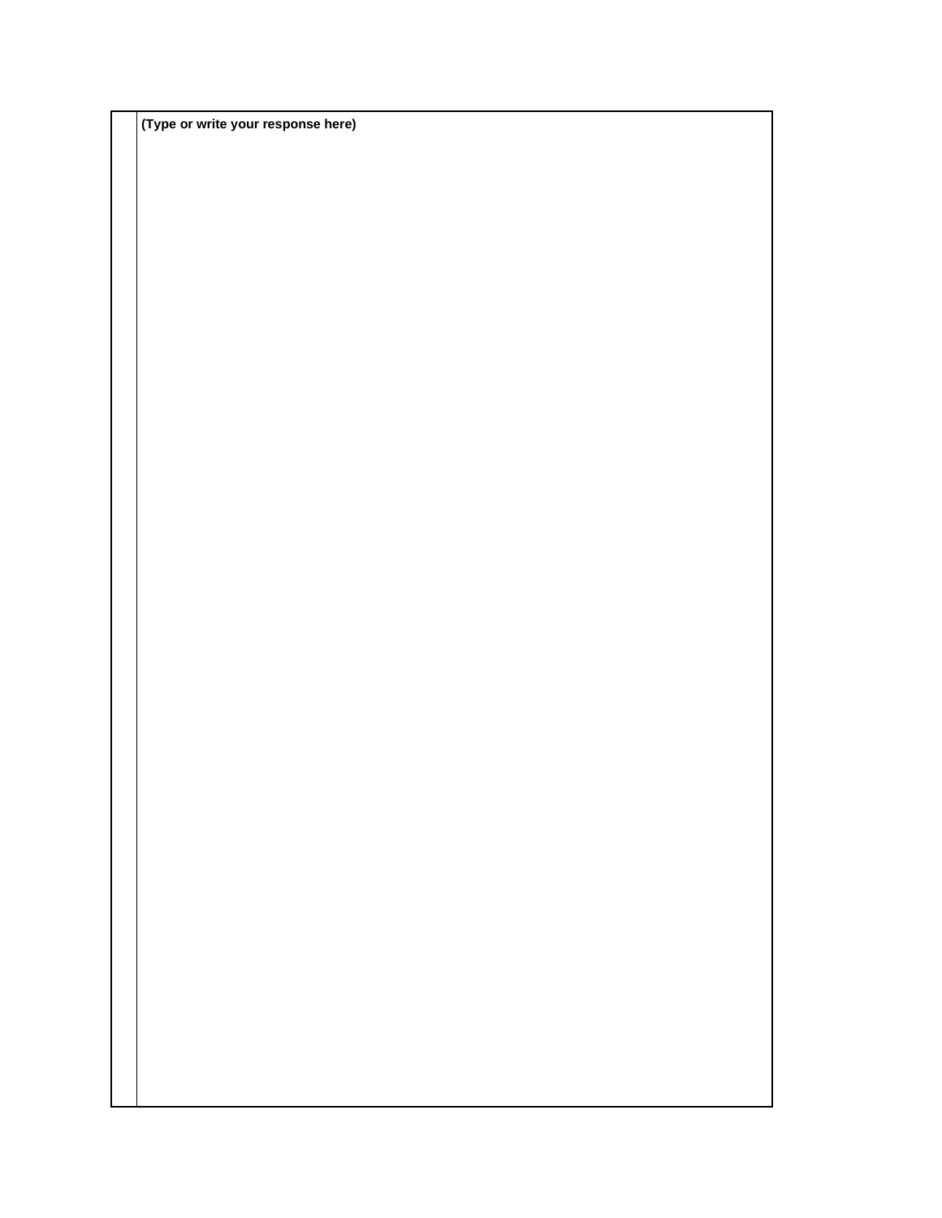**(Type or write your response here)**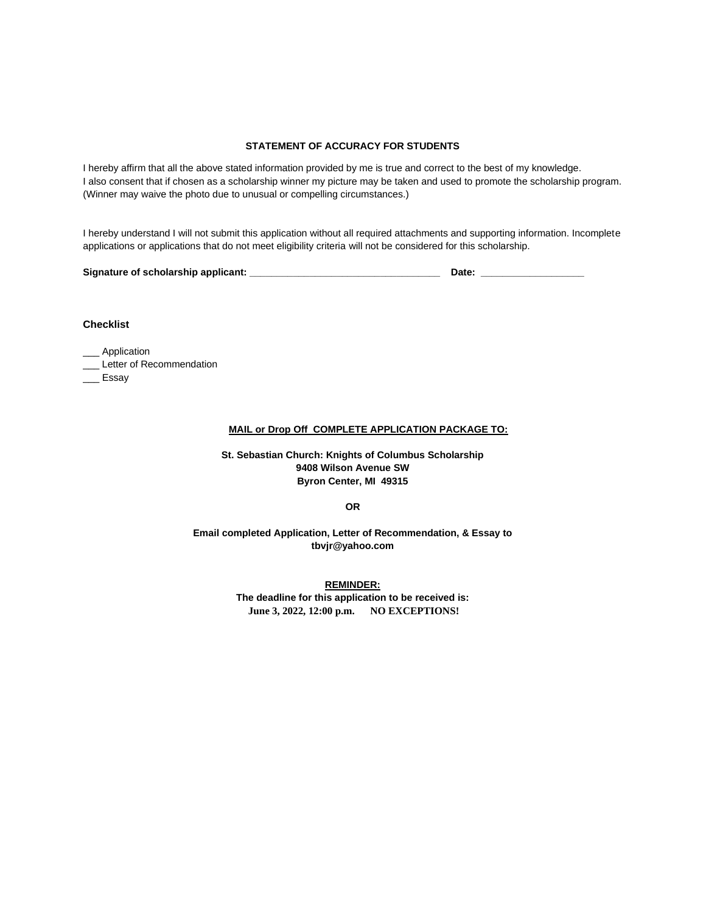**STATEMENT OF ACCURACY FOR STUDENTS**

I hereby affirm that all the above stated information provided by me is true and correct to the best of my knowledge.
I also consent that if chosen as a scholarship winner my picture may be taken and used to promote the scholarship program. (Winner may waive the photo due to unusual or compelling circumstances.)

I hereby understand I will not submit this application without all required attachments and supporting information. Incomplete applications or applications that do not meet eligibility criteria will not be considered for this scholarship.

**Signature of scholarship applicant: ___________________________________ Date: ___________________**

**Checklist**

___ Application
___ Letter of Recommendation
___ Essay

**MAIL or Drop Off COMPLETE APPLICATION PACKAGE TO:**

**St. Sebastian Church: Knights of Columbus Scholarship**
**9408 Wilson Avenue SW**
**Byron Center, MI 49315**

**OR**

**Email completed Application, Letter of Recommendation, & Essay to**
**tbvjr@yahoo.com**

**REMINDER:**
**The deadline for this application to be received is:**
**June 3, 2022, 12:00 p.m. NO EXCEPTIONS!**